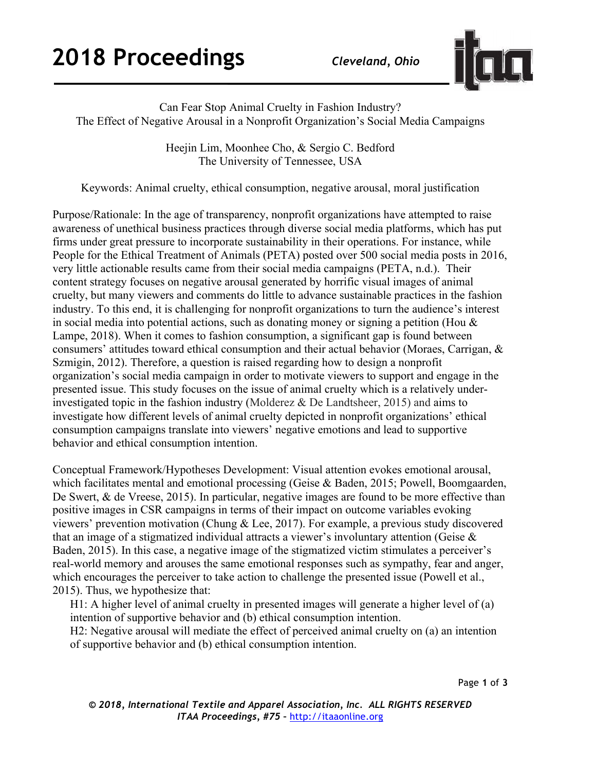# Can Fear Stop Animal Cruelty in Fashion Industry?
## The Effect of Negative Arousal in a Nonprofit Organization's Social Media Campaigns

Heejin Lim, Moonhee Cho, & Sergio C. Bedford
The University of Tennessee, USA

Keywords: Animal cruelty, ethical consumption, negative arousal, moral justification

Purpose/Rationale: In the age of transparency, nonprofit organizations have attempted to raise awareness of unethical business practices through diverse social media platforms, which has put firms under great pressure to incorporate sustainability in their operations. For instance, while People for the Ethical Treatment of Animals (PETA) posted over 500 social media posts in 2016, very little actionable results came from their social media campaigns (PETA, n.d.). Their content strategy focuses on negative arousal generated by horrific visual images of animal cruelty, but many viewers and comments do little to advance sustainable practices in the fashion industry. To this end, it is challenging for nonprofit organizations to turn the audience's interest in social media into potential actions, such as donating money or signing a petition (Hou & Lampe, 2018). When it comes to fashion consumption, a significant gap is found between consumers' attitudes toward ethical consumption and their actual behavior (Moraes, Carrigan, & Szmigin, 2012). Therefore, a question is raised regarding how to design a nonprofit organization's social media campaign in order to motivate viewers to support and engage in the presented issue. This study focuses on the issue of animal cruelty which is a relatively under-investigated topic in the fashion industry (Molderez & De Landtsheer, 2015) and aims to investigate how different levels of animal cruelty depicted in nonprofit organizations' ethical consumption campaigns translate into viewers' negative emotions and lead to supportive behavior and ethical consumption intention.

Conceptual Framework/Hypotheses Development: Visual attention evokes emotional arousal, which facilitates mental and emotional processing (Geise & Baden, 2015; Powell, Boomgaarden, De Swert, & de Vreese, 2015). In particular, negative images are found to be more effective than positive images in CSR campaigns in terms of their impact on outcome variables evoking viewers' prevention motivation (Chung & Lee, 2017). For example, a previous study discovered that an image of a stigmatized individual attracts a viewer's involuntary attention (Geise & Baden, 2015). In this case, a negative image of the stigmatized victim stimulates a perceiver's real-world memory and arouses the same emotional responses such as sympathy, fear and anger, which encourages the perceiver to take action to challenge the presented issue (Powell et al., 2015). Thus, we hypothesize that:

H1: A higher level of animal cruelty in presented images will generate a higher level of (a) intention of supportive behavior and (b) ethical consumption intention.

H2: Negative arousal will mediate the effect of perceived animal cruelty on (a) an intention of supportive behavior and (b) ethical consumption intention.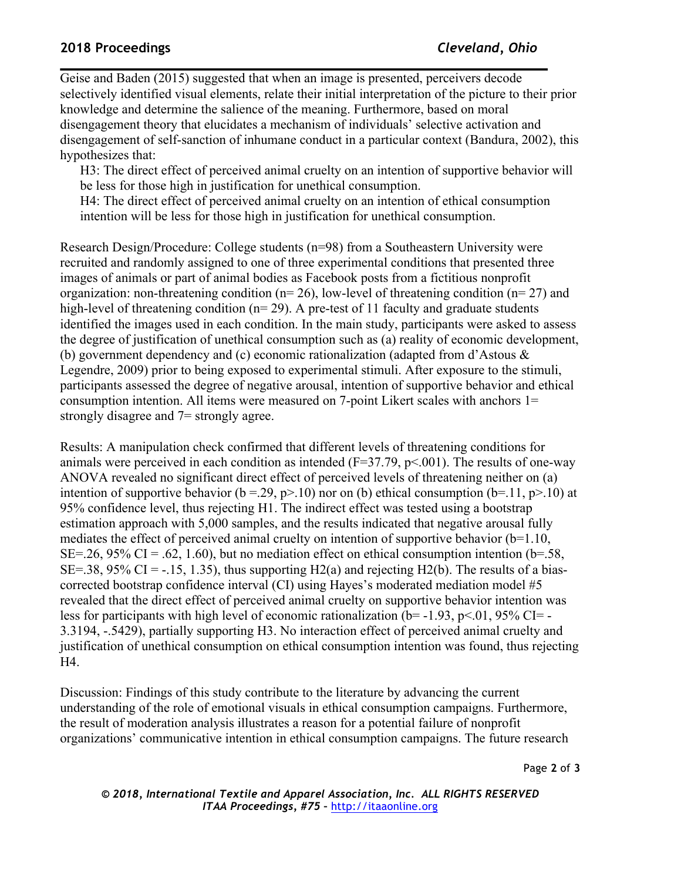Geise and Baden (2015) suggested that when an image is presented, perceivers decode selectively identified visual elements, relate their initial interpretation of the picture to their prior knowledge and determine the salience of the meaning. Furthermore, based on moral disengagement theory that elucidates a mechanism of individuals' selective activation and disengagement of self-sanction of inhumane conduct in a particular context (Bandura, 2002), this hypothesizes that:

> H3: The direct effect of perceived animal cruelty on an intention of supportive behavior will be less for those high in justification for unethical consumption.
>
> H4: The direct effect of perceived animal cruelty on an intention of ethical consumption intention will be less for those high in justification for unethical consumption.

Research Design/Procedure: College students ($n=98$) from a Southeastern University were recruited and randomly assigned to one of three experimental conditions that presented three images of animals or part of animal bodies as Facebook posts from a fictitious nonprofit organization: non-threatening condition ($n= 26$), low-level of threatening condition ($n= 27$) and high-level of threatening condition ($n= 29$). A pre-test of 11 faculty and graduate students identified the images used in each condition. In the main study, participants were asked to assess the degree of justification of unethical consumption such as (a) reality of economic development, (b) government dependency and (c) economic rationalization (adapted from d'Astous & Legendre, 2009) prior to being exposed to experimental stimuli. After exposure to the stimuli, participants assessed the degree of negative arousal, intention of supportive behavior and ethical consumption intention. All items were measured on 7-point Likert scales with anchors 1= strongly disagree and 7= strongly agree.

Results: A manipulation check confirmed that different levels of threatening conditions for animals were perceived in each condition as intended ($F=37.79$, $p<.001$). The results of one-way ANOVA revealed no significant direct effect of perceived levels of threatening neither on (a) intention of supportive behavior ($b =.29$, $p>.10$) nor on (b) ethical consumption ($b=.11$, $p>.10$) at 95% confidence level, thus rejecting H1. The indirect effect was tested using a bootstrap estimation approach with 5,000 samples, and the results indicated that negative arousal fully mediates the effect of perceived animal cruelty on intention of supportive behavior ($b=1.10$, $SE=.26$, 95% CI = .62, 1.60), but no mediation effect on ethical consumption intention ($b=.58$, $SE=.38$, 95% CI = -.15, 1.35), thus supporting H2(a) and rejecting H2(b). The results of a bias-corrected bootstrap confidence interval (CI) using Hayes's moderated mediation model #5 revealed that the direct effect of perceived animal cruelty on supportive behavior intention was less for participants with high level of economic rationalization ($b= -1.93$, $p<.01$, 95% CI= -3.3194, -.5429), partially supporting H3. No interaction effect of perceived animal cruelty and justification of unethical consumption on ethical consumption intention was found, thus rejecting H4.

Discussion: Findings of this study contribute to the literature by advancing the current understanding of the role of emotional visuals in ethical consumption campaigns. Furthermore, the result of moderation analysis illustrates a reason for a potential failure of nonprofit organizations' communicative intention in ethical consumption campaigns. The future research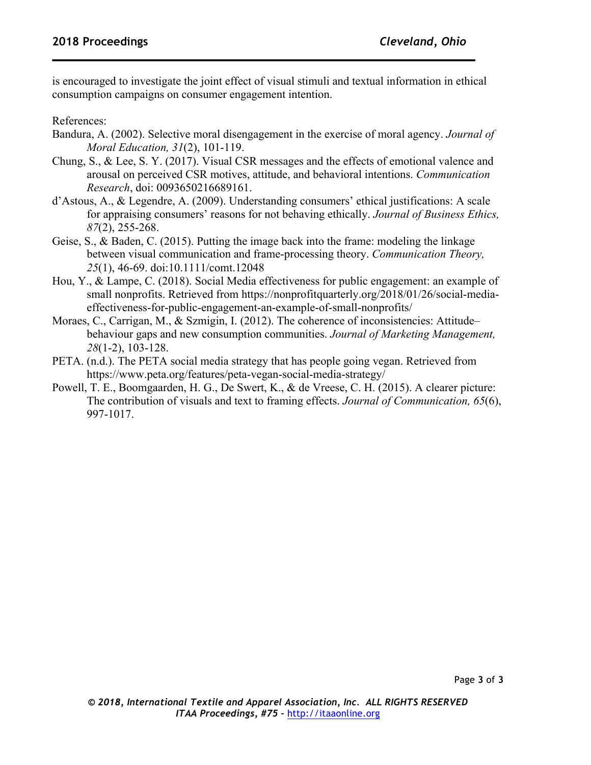is encouraged to investigate the joint effect of visual stimuli and textual information in ethical consumption campaigns on consumer engagement intention.

References:

Bandura, A. (2002). Selective moral disengagement in the exercise of moral agency. *Journal of Moral Education, 31*(2), 101-119.

Chung, S., & Lee, S. Y. (2017). Visual CSR messages and the effects of emotional valence and arousal on perceived CSR motives, attitude, and behavioral intentions. *Communication Research*, doi: 0093650216689161.

d'Astous, A., & Legendre, A. (2009). Understanding consumers' ethical justifications: A scale for appraising consumers' reasons for not behaving ethically. *Journal of Business Ethics, 87*(2), 255-268.

Geise, S., & Baden, C. (2015). Putting the image back into the frame: modeling the linkage between visual communication and frame-processing theory. *Communication Theory, 25*(1), 46-69. doi:10.1111/comt.12048

Hou, Y., & Lampe, C. (2018). Social Media effectiveness for public engagement: an example of small nonprofits. Retrieved from https://nonprofitquarterly.org/2018/01/26/social-media-effectiveness-for-public-engagement-an-example-of-small-nonprofits/

Moraes, C., Carrigan, M., & Szmigin, I. (2012). The coherence of inconsistencies: Attitude–behaviour gaps and new consumption communities. *Journal of Marketing Management, 28*(1-2), 103-128.

PETA. (n.d.). The PETA social media strategy that has people going vegan. Retrieved from https://www.peta.org/features/peta-vegan-social-media-strategy/

Powell, T. E., Boomgaarden, H. G., De Swert, K., & de Vreese, C. H. (2015). A clearer picture: The contribution of visuals and text to framing effects. *Journal of Communication, 65*(6), 997-1017.